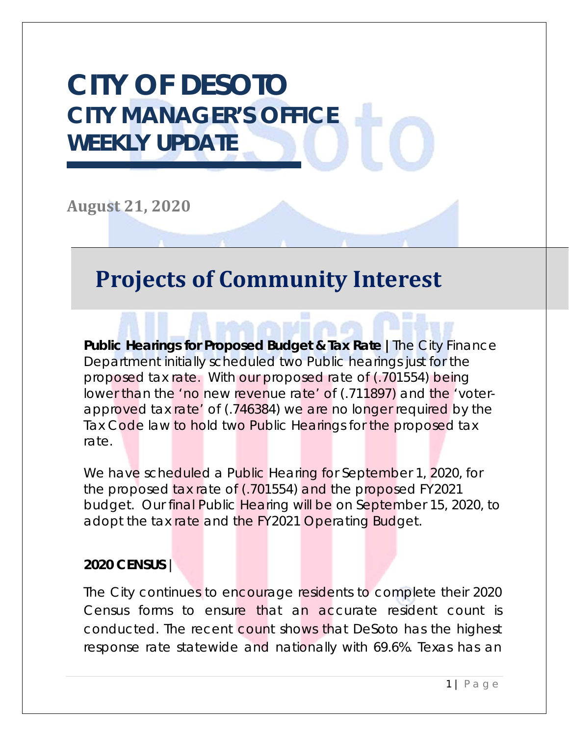# CITY OF DESOTO
## CITY MANAGER'S OFFICE
## WEEKLY UPDATE

**August 21, 2020**

# Projects of Community Interest

**Public Hearings for Proposed Budget & Tax Rate |** The City Finance Department initially scheduled two Public hearings just for the proposed tax rate. With our proposed rate of (.701554) being lower than the 'no new revenue rate' of (.711897) and the 'voter-approved tax rate' of (.746384) we are no longer required by the Tax Code law to hold two Public Hearings for the proposed tax rate.

We have scheduled a Public Hearing for September 1, 2020, for the proposed tax rate of (.701554) and the proposed FY2021 budget. Our final Public Hearing will be on September 15, 2020, to adopt the tax rate and the FY2021 Operating Budget.

**2020 CENSUS |**

The City continues to encourage residents to complete their 2020 Census forms to ensure that an accurate resident count is conducted. The recent count shows that DeSoto has the highest response rate statewide and nationally with 69.6%. Texas has an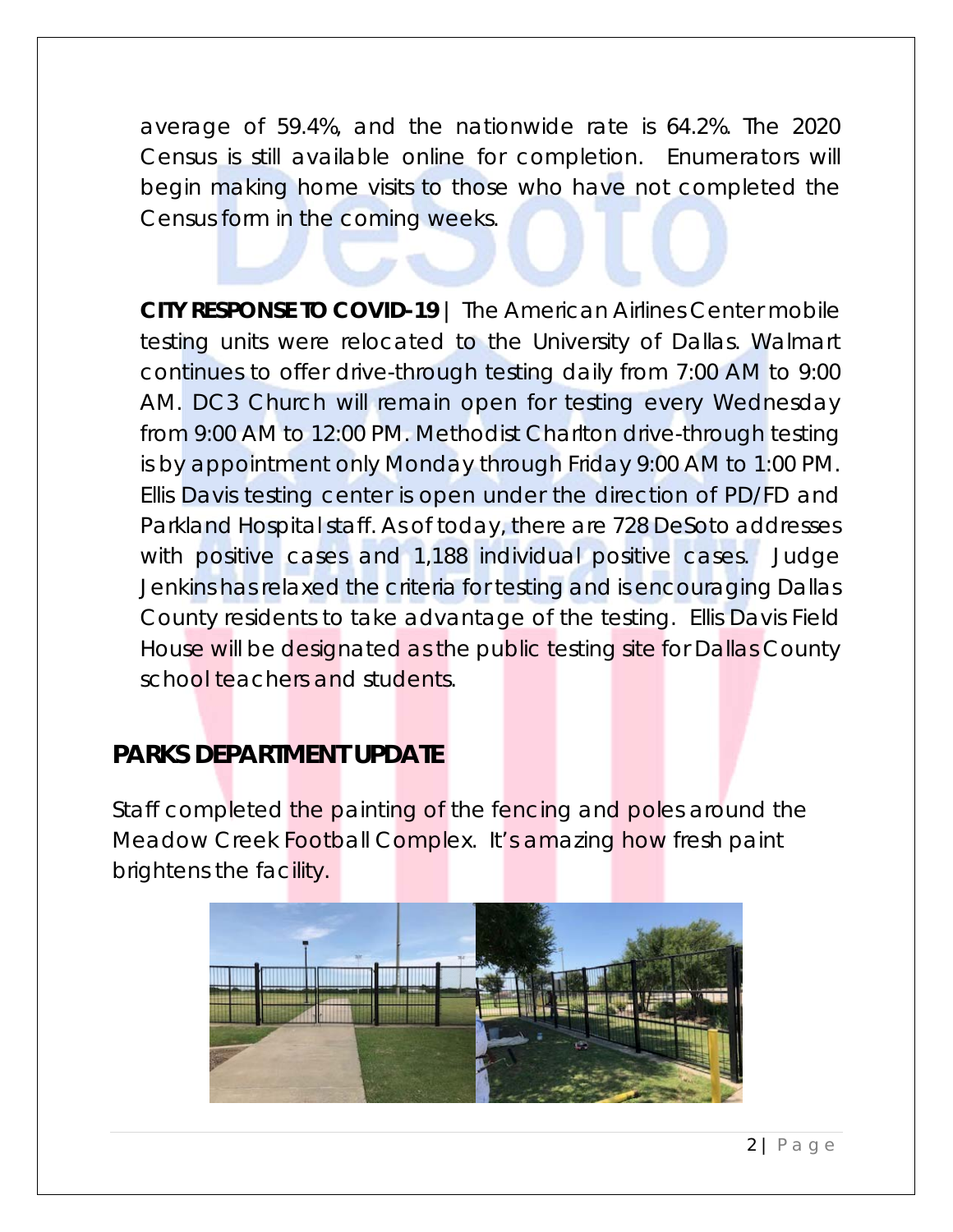average of 59.4%, and the nationwide rate is 64.2%. The 2020 Census is still available online for completion. Enumerators will begin making home visits to those who have not completed the Census form in the coming weeks.

**CITY RESPONSE TO COVID-19** | The American Airlines Center mobile testing units were relocated to the University of Dallas. Walmart continues to offer drive-through testing daily from 7:00 AM to 9:00 AM. DC3 Church will remain open for testing every Wednesday from 9:00 AM to 12:00 PM. Methodist Charlton drive-through testing is by appointment only Monday through Friday 9:00 AM to 1:00 PM. Ellis Davis testing center is open under the direction of PD/FD and Parkland Hospital staff. As of today, there are 728 DeSoto addresses with positive cases and 1,188 individual positive cases. Judge Jenkins has relaxed the criteria for testing and is encouraging Dallas County residents to take advantage of the testing. Ellis Davis Field House will be designated as the public testing site for Dallas County school teachers and students.

## PARKS DEPARTMENT UPDATE

Staff completed the painting of the fencing and poles around the Meadow Creek Football Complex. It's amazing how fresh paint brightens the facility.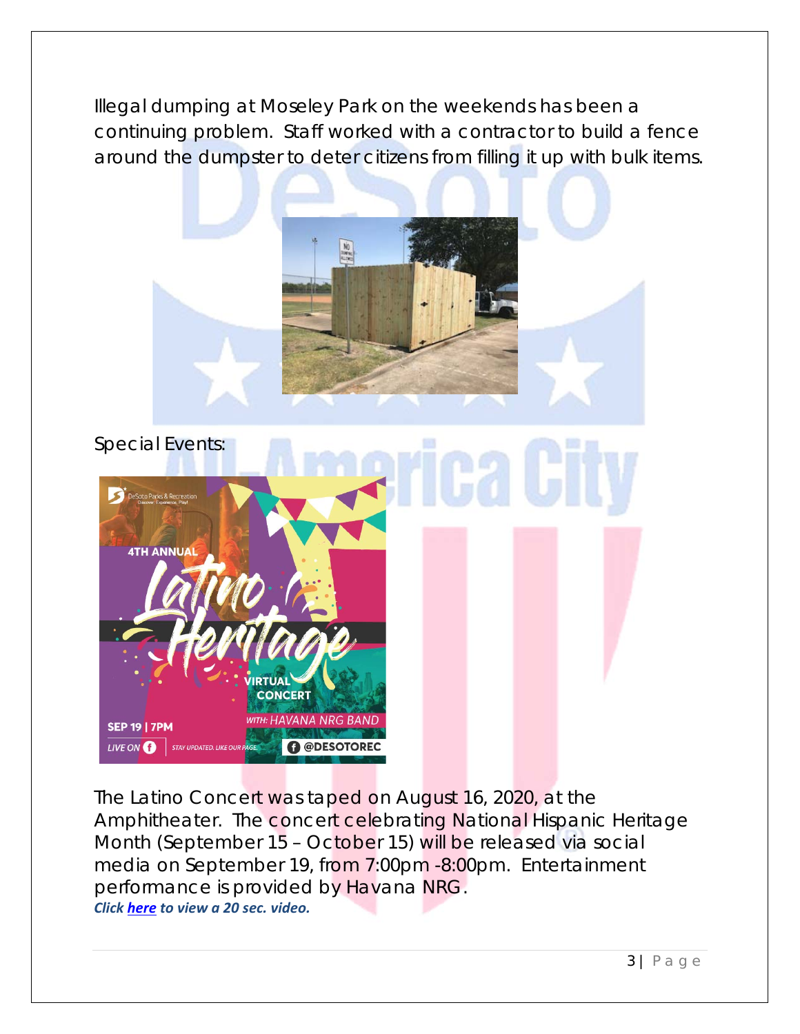Illegal dumping at Moseley Park on the weekends has been a continuing problem. Staff worked with a contractor to build a fence around the dumpster to deter citizens from filling it up with bulk items.

Special Events:

The Latino Concert was taped on August 16, 2020, at the Amphitheater. The concert celebrating National Hispanic Heritage Month (September 15 – October 15) will be released via social media on September 19, from 7:00pm -8:00pm. Entertainment performance is provided by Havana NRG.

***Click here to view a 20 sec. video.***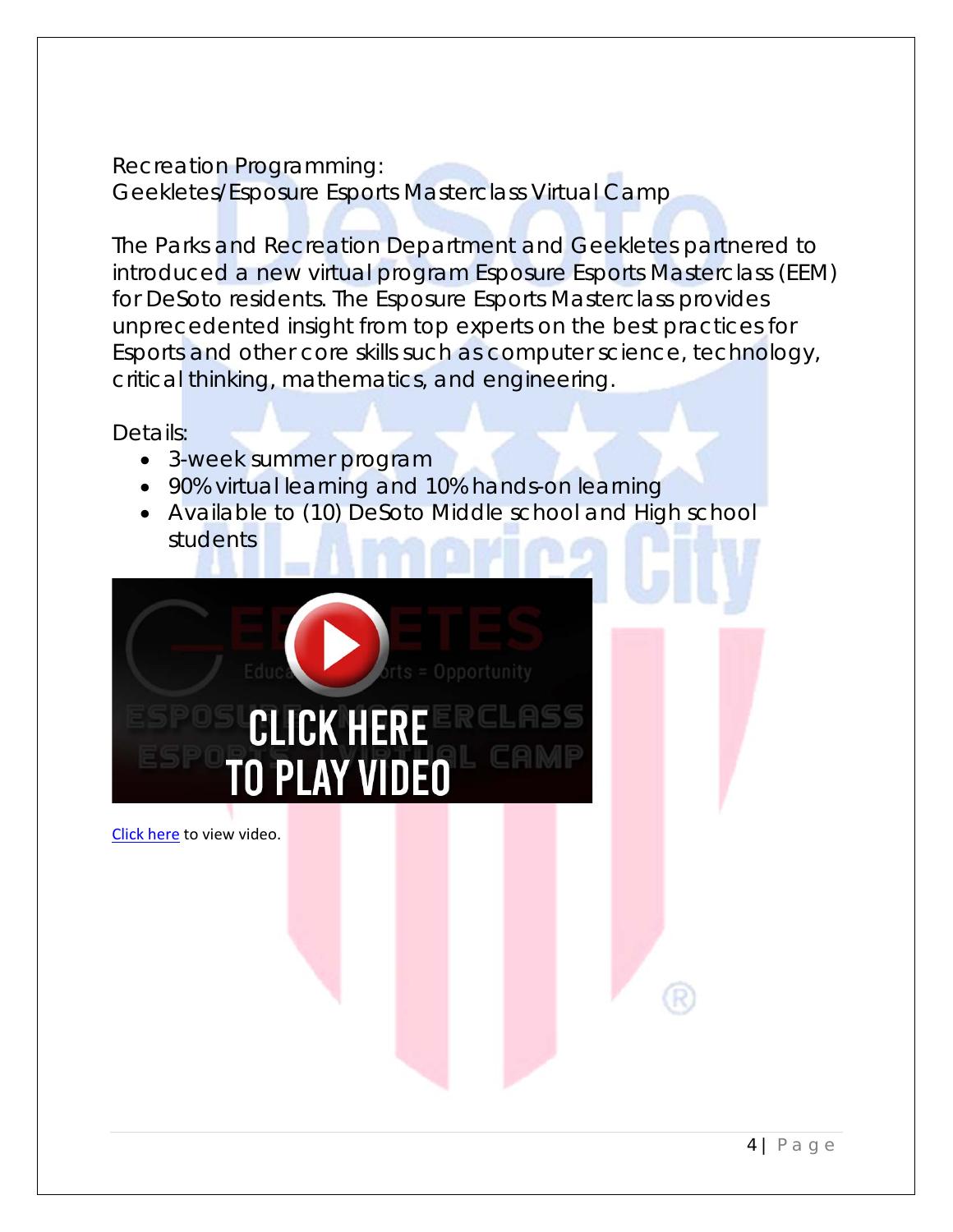Recreation Programming:
Geekletes/Esposure Esports Masterclass Virtual Camp

The Parks and Recreation Department and Geekletes partnered to introduced a new virtual program Esposure Esports Masterclass (EEM) for DeSoto residents. The Esposure Esports Masterclass provides unprecedented insight from top experts on the best practices for Esports and other core skills such as computer science, technology, critical thinking, mathematics, and engineering.

Details:

- 3-week summer program
- 90% virtual learning and 10% hands-on learning
- Available to (10) DeSoto Middle school and High school students

CLICK HERE TO PLAY VIDEO

Click here to view video.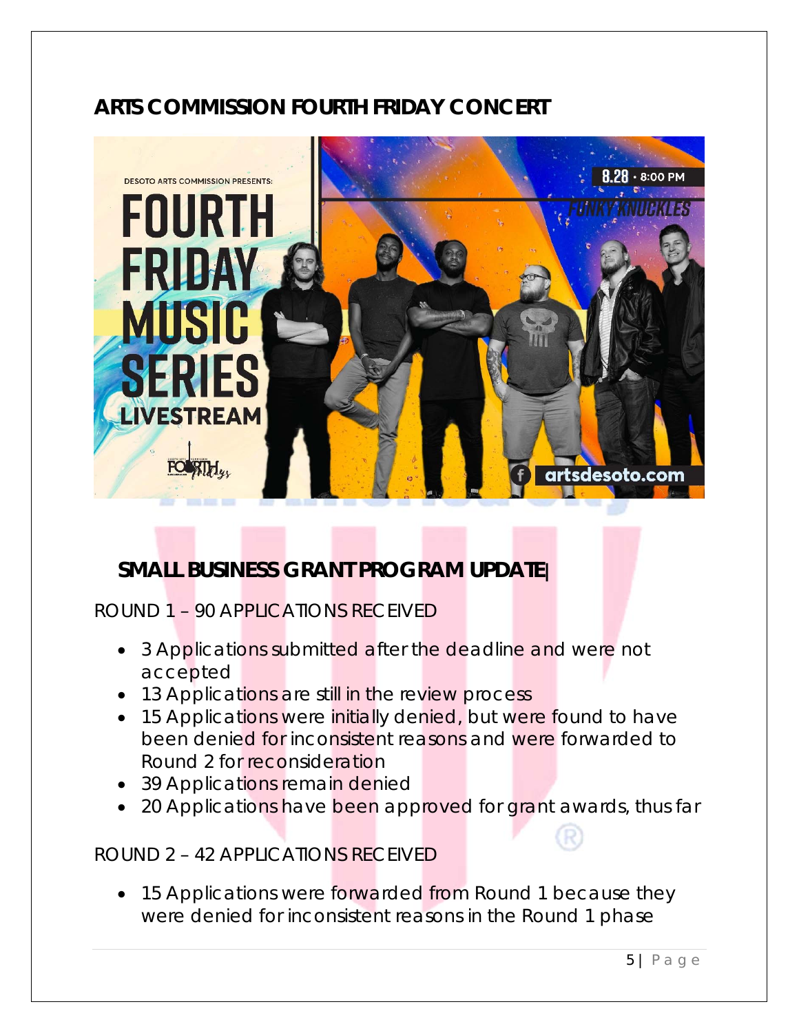## ARTS COMMISSION FOURTH FRIDAY CONCERT

## SMALL BUSINESS GRANT PROGRAM UPDATE

ROUND 1 – 90 APPLICATIONS RECEIVED

- 3 Applications submitted after the deadline and were not accepted
- 13 Applications are still in the review process
- 15 Applications were initially denied, but were found to have been denied for inconsistent reasons and were forwarded to Round 2 for reconsideration
- 39 Applications remain denied
- 20 Applications have been approved for grant awards, thus far

ROUND 2 – 42 APPLICATIONS RECEIVED

- 15 Applications were forwarded from Round 1 because they were denied for inconsistent reasons in the Round 1 phase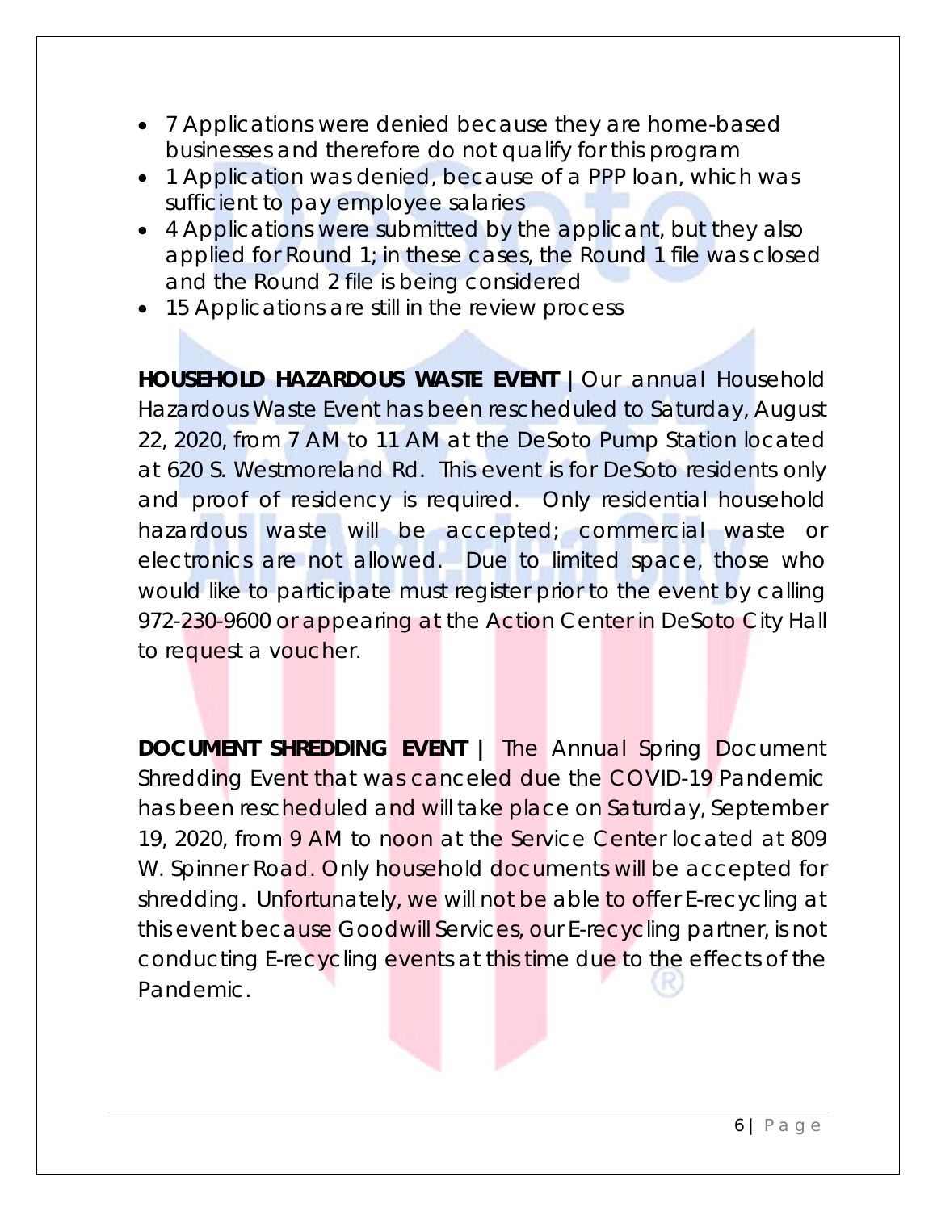- 7 Applications were denied because they are home-based businesses and therefore do not qualify for this program
- 1 Application was denied, because of a PPP loan, which was sufficient to pay employee salaries
- 4 Applications were submitted by the applicant, but they also applied for Round 1; in these cases, the Round 1 file was closed and the Round 2 file is being considered
- 15 Applications are still in the review process

**HOUSEHOLD HAZARDOUS WASTE EVENT** | Our annual Household Hazardous Waste Event has been rescheduled to Saturday, August 22, 2020, from 7 AM to 11 AM at the DeSoto Pump Station located at 620 S. Westmoreland Rd. This event is for DeSoto residents only and proof of residency is required. Only residential household hazardous waste will be accepted; commercial waste or electronics are not allowed. Due to limited space, those who would like to participate must register prior to the event by calling 972-230-9600 or appearing at the Action Center in DeSoto City Hall to request a voucher.

**DOCUMENT SHREDDING EVENT** | The Annual Spring Document Shredding Event that was canceled due the COVID-19 Pandemic has been rescheduled and will take place on Saturday, September 19, 2020, from 9 AM to noon at the Service Center located at 809 W. Spinner Road. Only household documents will be accepted for shredding. Unfortunately, we will not be able to offer E-recycling at this event because Goodwill Services, our E-recycling partner, is not conducting E-recycling events at this time due to the effects of the Pandemic.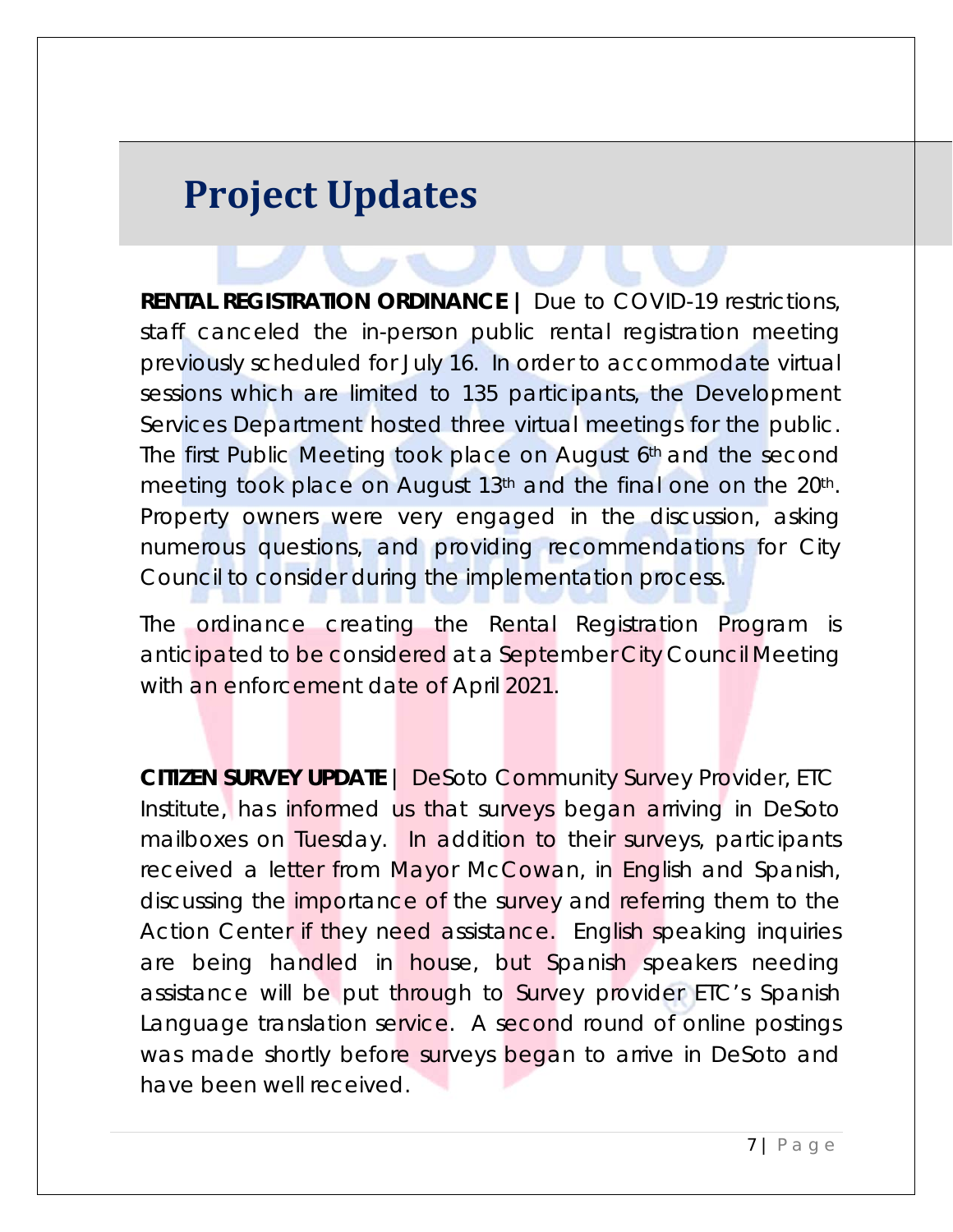# Project Updates

**RENTAL REGISTRATION ORDINANCE |** Due to COVID-19 restrictions, staff canceled the in-person public rental registration meeting previously scheduled for July 16. In order to accommodate virtual sessions which are limited to 135 participants, the Development Services Department hosted three virtual meetings for the public. The first Public Meeting took place on August 6th and the second meeting took place on August 13th and the final one on the 20th. Property owners were very engaged in the discussion, asking numerous questions, and providing recommendations for City Council to consider during the implementation process.

The ordinance creating the Rental Registration Program is anticipated to be considered at a September City Council Meeting with an enforcement date of April 2021.

**CITIZEN SURVEY UPDATE** | DeSoto Community Survey Provider, ETC Institute, has informed us that surveys began arriving in DeSoto mailboxes on Tuesday. In addition to their surveys, participants received a letter from Mayor McCowan, in English and Spanish, discussing the importance of the survey and referring them to the Action Center if they need assistance. English speaking inquiries are being handled in house, but Spanish speakers needing assistance will be put through to Survey provider ETC's Spanish Language translation service. A second round of online postings was made shortly before surveys began to arrive in DeSoto and have been well received.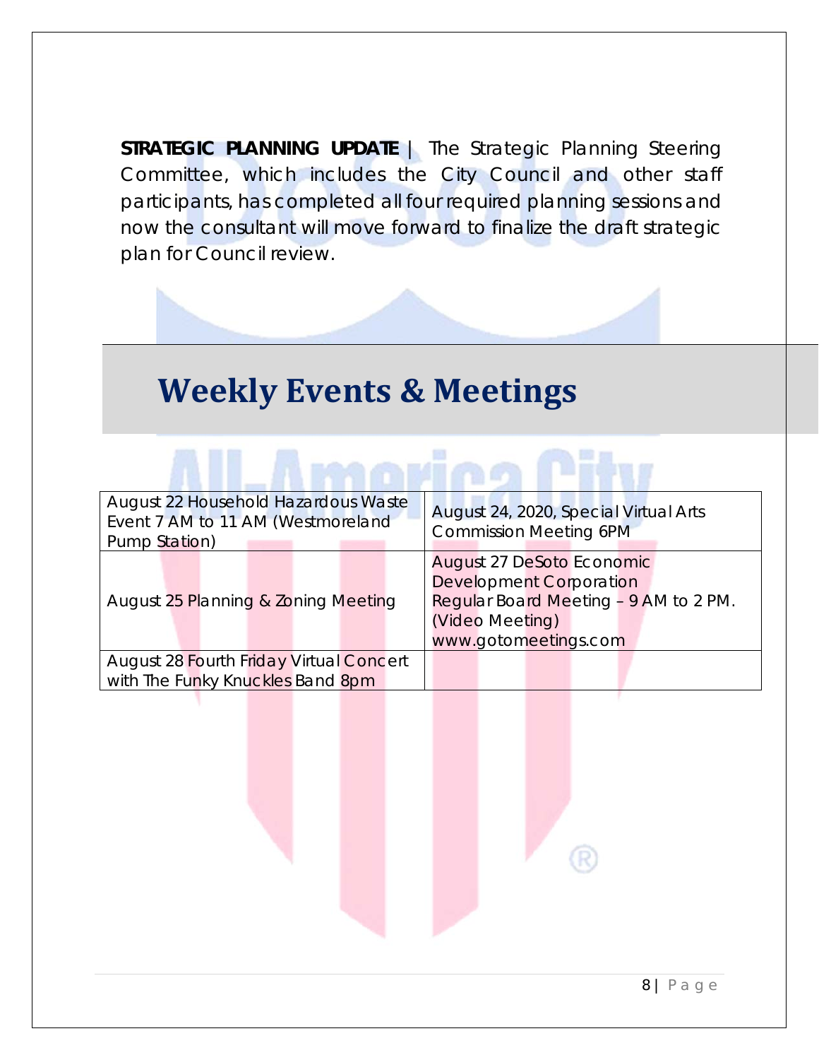**STRATEGIC PLANNING UPDATE** | The Strategic Planning Steering Committee, which includes the City Council and other staff participants, has completed all four required planning sessions and now the consultant will move forward to finalize the draft strategic plan for Council review.

# Weekly Events & Meetings

| | |
|---|---|
| August 22 Household Hazardous Waste Event 7 AM to 11 AM (Westmoreland Pump Station) | August 24, 2020, Special Virtual Arts Commission Meeting 6PM |
| August 25 Planning & Zoning Meeting | August 27 DeSoto Economic Development Corporation Regular Board Meeting – 9 AM to 2 PM. (Video Meeting) www.gotomeetings.com |
| August 28 Fourth Friday Virtual Concert with The Funky Knuckles Band 8pm | |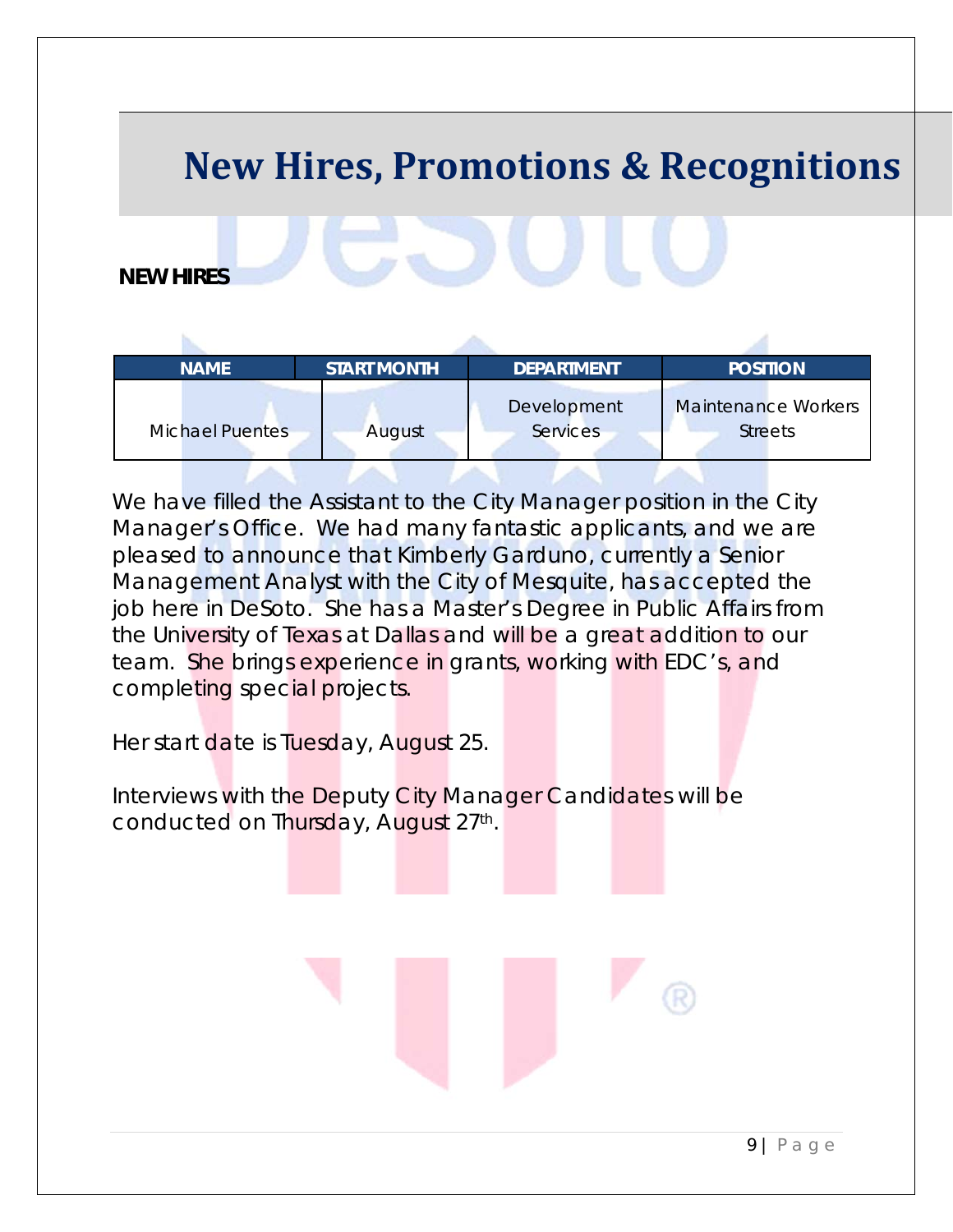# New Hires, Promotions & Recognitions

**NEW HIRES**

| NAME | START MONTH | DEPARTMENT | POSITION |
|---|---|---|---|
| Michael Puentes | August | Development Services | Maintenance Workers Streets |

We have filled the Assistant to the City Manager position in the City Manager's Office. We had many fantastic applicants, and we are pleased to announce that Kimberly Garduno, currently a Senior Management Analyst with the City of Mesquite, has accepted the job here in DeSoto. She has a Master's Degree in Public Affairs from the University of Texas at Dallas and will be a great addition to our team. She brings experience in grants, working with EDC's, and completing special projects.

Her start date is Tuesday, August 25.

Interviews with the Deputy City Manager Candidates will be conducted on Thursday, August 27th.